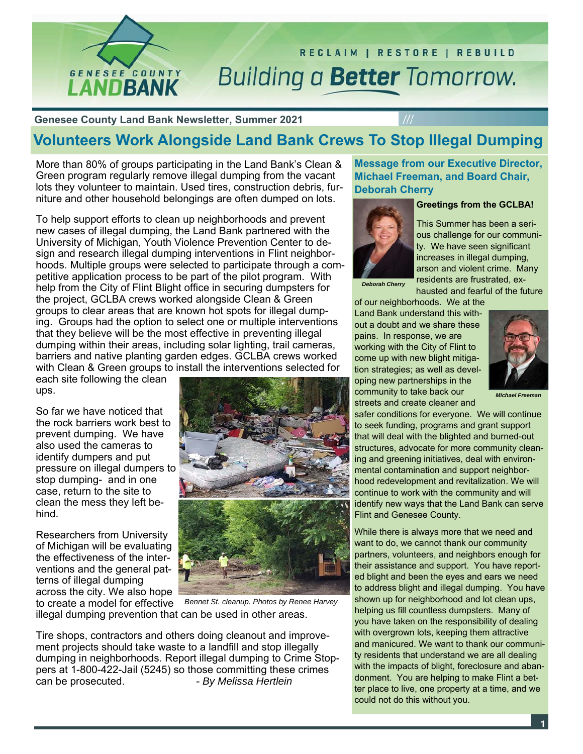RECLAIM | RESTORE | REBUILD

# Building a **Better** Tomorrow.

**Genesee County Land Bank Newsletter, Summer 2021**

## Volunteers Work Alongside Land Bank Crews To Stop Illegal Dumping

More than 80% of groups participating in the Land Bank's Clean & Green program regularly remove illegal dumping from the vacant lots they volunteer to maintain. Used tires, construction debris, furniture and other household belongings are often dumped on lots.

To help support efforts to clean up neighborhoods and prevent new cases of illegal dumping, the Land Bank partnered with the University of Michigan, Youth Violence Prevention Center to design and research illegal dumping interventions in Flint neighborhoods. Multiple groups were selected to participate through a competitive application process to be part of the pilot program. With help from the City of Flint Blight office in securing dumpsters for the project, GCLBA crews worked alongside Clean & Green groups to clear areas that are known hot spots for illegal dumping. Groups had the option to select one or multiple interventions that they believe will be the most effective in preventing illegal dumping within their areas, including solar lighting, trail cameras, barriers and native planting garden edges. GCLBA crews worked with Clean & Green groups to install the interventions selected for each site following the clean ups.

So far we have noticed that the rock barriers work best to prevent dumping. We have also used the cameras to identify dumpers and put pressure on illegal dumpers to stop dumping- and in one case, return to the site to clean the mess they left behind.

Researchers from University of Michigan will be evaluating the effectiveness of the interventions and the general patterns of illegal dumping across the city. We also hope to create a model for effective illegal dumping prevention that can be used in other areas.

*Bennet St. cleanup. Photos by Renee Harvey*

Tire shops, contractors and others doing cleanout and improvement projects should take waste to a landfill and stop illegally dumping in neighborhoods. Report illegal dumping to Crime Stoppers at 1-800-422-Jail (5245) so those committing these crimes can be prosecuted. *- By Melissa Hertlein*

### Message from our Executive Director, Michael Freeman, and Board Chair, Deborah Cherry

*Deborah Cherry*

**Greetings from the GCLBA!**

This Summer has been a serious challenge for our community. We have seen significant increases in illegal dumping, arson and violent crime. Many residents are frustrated, exhausted and fearful of the future of our neighborhoods. We at the Land Bank understand this without a doubt and we share these pains. In response, we are working with the City of Flint to come up with new blight mitigation strategies; as well as developing new partnerships in the community to take back our streets and create cleaner and safer conditions for everyone. We will continue to seek funding, programs and grant support that will deal with the blighted and burned-out structures, advocate for more community cleaning and greening initiatives, deal with environmental contamination and support neighborhood redevelopment and revitalization. We will continue to work with the community and will identify new ways that the Land Bank can serve Flint and Genesee County.

*Michael Freeman*

While there is always more that we need and want to do, we cannot thank our community partners, volunteers, and neighbors enough for their assistance and support. You have reported blight and been the eyes and ears we need to address blight and illegal dumping. You have shown up for neighborhood and lot clean ups, helping us fill countless dumpsters. Many of you have taken on the responsibility of dealing with overgrown lots, keeping them attractive and manicured. We want to thank our community residents that understand we are all dealing with the impacts of blight, foreclosure and abandonment. You are helping to make Flint a better place to live, one property at a time, and we could not do this without you.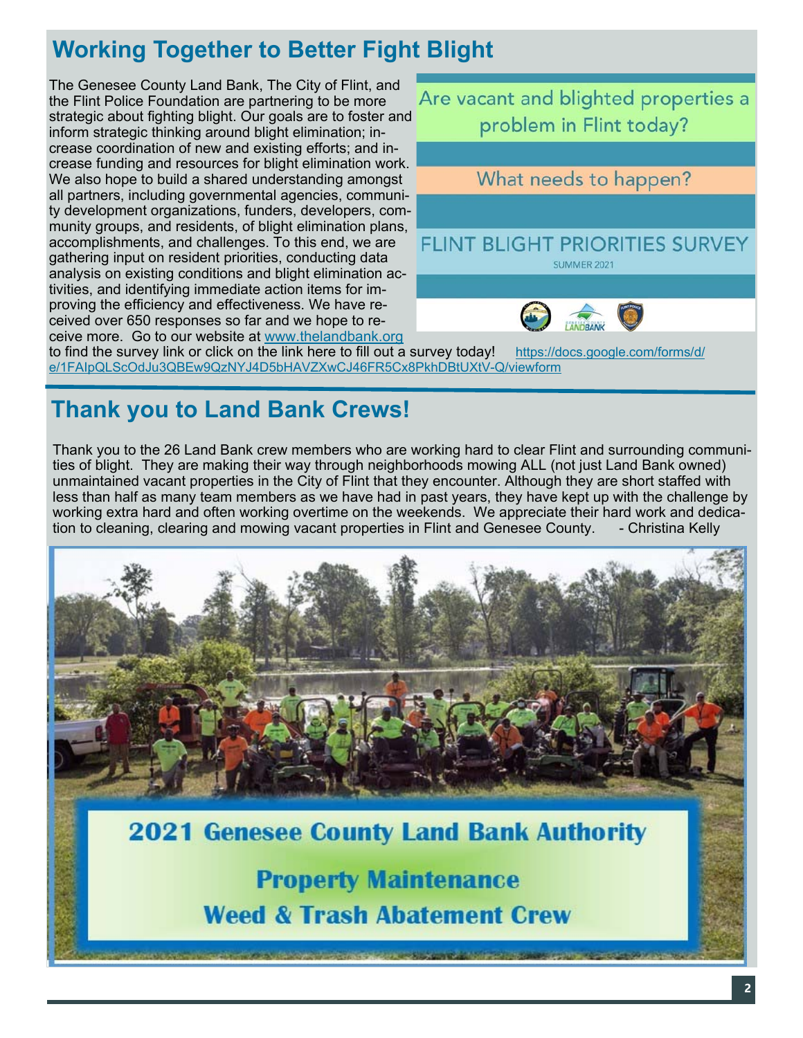## Working Together to Better Fight Blight

The Genesee County Land Bank, The City of Flint, and the Flint Police Foundation are partnering to be more strategic about fighting blight. Our goals are to foster and inform strategic thinking around blight elimination; increase coordination of new and existing efforts; and increase funding and resources for blight elimination work. We also hope to build a shared understanding amongst all partners, including governmental agencies, community development organizations, funders, developers, community groups, and residents, of blight elimination plans, accomplishments, and challenges. To this end, we are gathering input on resident priorities, conducting data analysis on existing conditions and blight elimination activities, and identifying immediate action items for improving the efficiency and effectiveness. We have received over 650 responses so far and we hope to receive more. Go to our website at www.thelandbank.org to find the survey link or click on the link here to fill out a survey today! https://docs.google.com/forms/d/e/1FAIpQLScOdJu3QBEw9QzNYJ4D5bHAVZXwCJ46FR5Cx8PkhDBtUXtV-Q/viewform

Are vacant and blighted properties a problem in Flint today?

What needs to happen?

FLINT BLIGHT PRIORITIES SURVEY

SUMMER 2021

## Thank you to Land Bank Crews!

Thank you to the 26 Land Bank crew members who are working hard to clear Flint and surrounding communities of blight. They are making their way through neighborhoods mowing ALL (not just Land Bank owned) unmaintained vacant properties in the City of Flint that they encounter. Although they are short staffed with less than half as many team members as we have had in past years, they have kept up with the challenge by working extra hard and often working overtime on the weekends. We appreciate their hard work and dedication to cleaning, clearing and mowing vacant properties in Flint and Genesee County. - Christina Kelly

**2021 Genesee County Land Bank Authority**

**Property Maintenance**

**Weed & Trash Abatement Crew**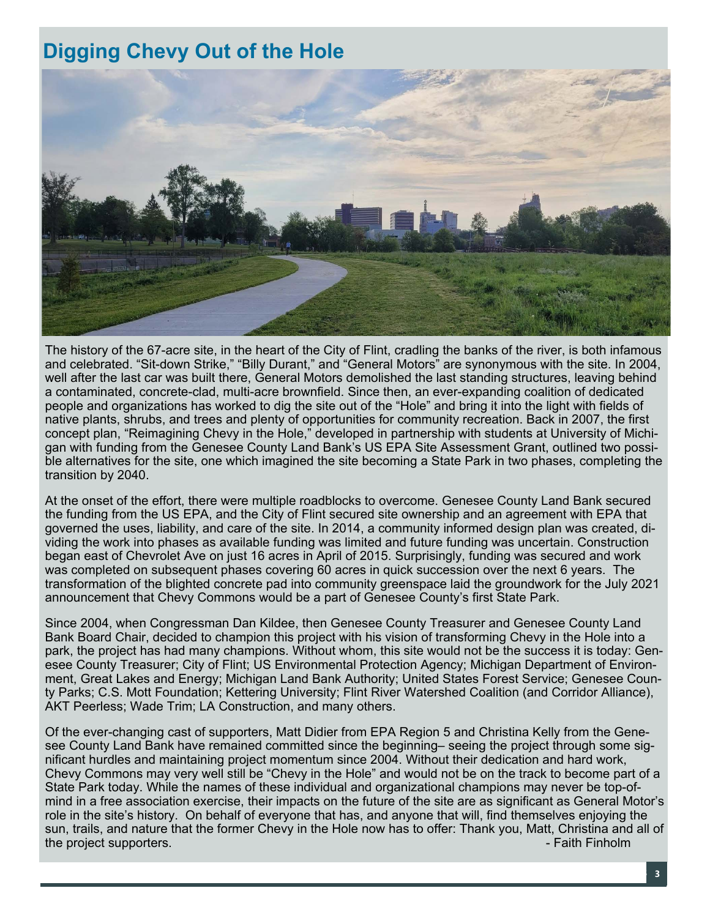# Digging Chevy Out of the Hole

The history of the 67-acre site, in the heart of the City of Flint, cradling the banks of the river, is both infamous and celebrated. "Sit-down Strike," "Billy Durant," and "General Motors" are synonymous with the site. In 2004, well after the last car was built there, General Motors demolished the last standing structures, leaving behind a contaminated, concrete-clad, multi-acre brownfield. Since then, an ever-expanding coalition of dedicated people and organizations has worked to dig the site out of the "Hole" and bring it into the light with fields of native plants, shrubs, and trees and plenty of opportunities for community recreation. Back in 2007, the first concept plan, "Reimagining Chevy in the Hole," developed in partnership with students at University of Michigan with funding from the Genesee County Land Bank's US EPA Site Assessment Grant, outlined two possible alternatives for the site, one which imagined the site becoming a State Park in two phases, completing the transition by 2040.

At the onset of the effort, there were multiple roadblocks to overcome. Genesee County Land Bank secured the funding from the US EPA, and the City of Flint secured site ownership and an agreement with EPA that governed the uses, liability, and care of the site. In 2014, a community informed design plan was created, dividing the work into phases as available funding was limited and future funding was uncertain. Construction began east of Chevrolet Ave on just 16 acres in April of 2015. Surprisingly, funding was secured and work was completed on subsequent phases covering 60 acres in quick succession over the next 6 years. The transformation of the blighted concrete pad into community greenspace laid the groundwork for the July 2021 announcement that Chevy Commons would be a part of Genesee County's first State Park.

Since 2004, when Congressman Dan Kildee, then Genesee County Treasurer and Genesee County Land Bank Board Chair, decided to champion this project with his vision of transforming Chevy in the Hole into a park, the project has had many champions. Without whom, this site would not be the success it is today: Genesee County Treasurer; City of Flint; US Environmental Protection Agency; Michigan Department of Environment, Great Lakes and Energy; Michigan Land Bank Authority; United States Forest Service; Genesee County Parks; C.S. Mott Foundation; Kettering University; Flint River Watershed Coalition (and Corridor Alliance), AKT Peerless; Wade Trim; LA Construction, and many others.

Of the ever-changing cast of supporters, Matt Didier from EPA Region 5 and Christina Kelly from the Genesee County Land Bank have remained committed since the beginning– seeing the project through some significant hurdles and maintaining project momentum since 2004. Without their dedication and hard work, Chevy Commons may very well still be "Chevy in the Hole" and would not be on the track to become part of a State Park today. While the names of these individual and organizational champions may never be top-of-mind in a free association exercise, their impacts on the future of the site are as significant as General Motor's role in the site's history. On behalf of everyone that has, and anyone that will, find themselves enjoying the sun, trails, and nature that the former Chevy in the Hole now has to offer: Thank you, Matt, Christina and all of the project supporters.

\- Faith Finholm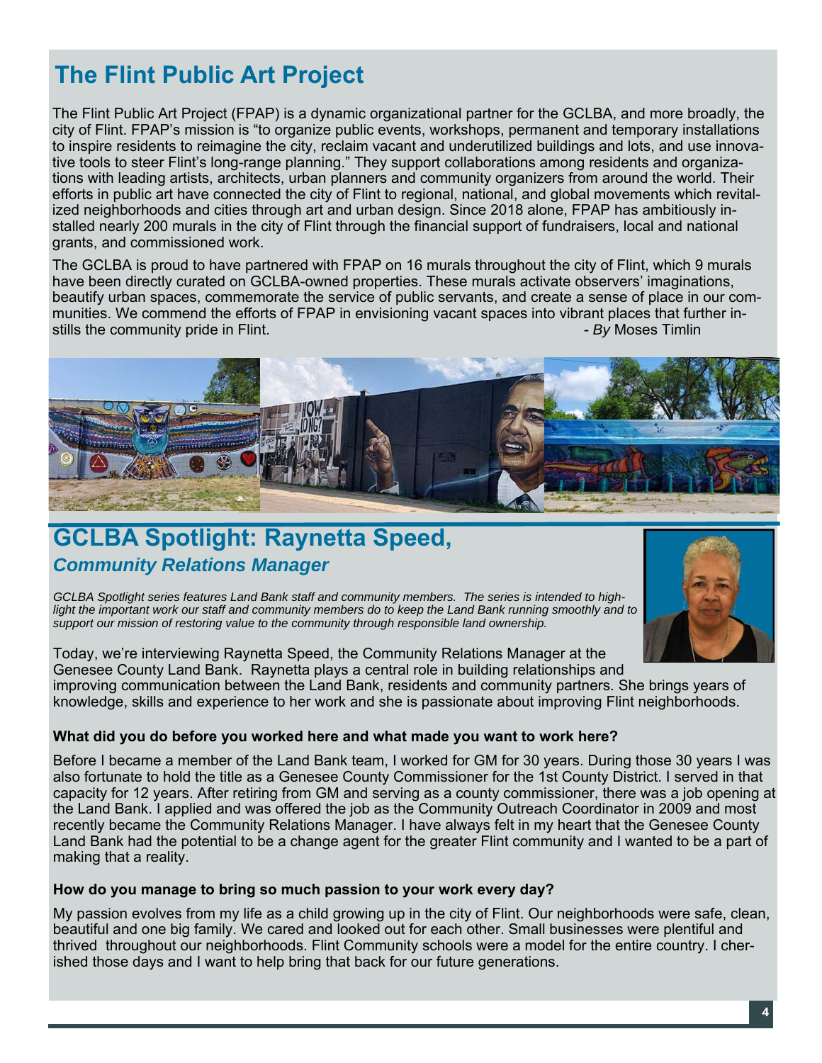## The Flint Public Art Project

The Flint Public Art Project (FPAP) is a dynamic organizational partner for the GCLBA, and more broadly, the city of Flint. FPAP's mission is "to organize public events, workshops, permanent and temporary installations to inspire residents to reimagine the city, reclaim vacant and underutilized buildings and lots, and use innovative tools to steer Flint's long-range planning." They support collaborations among residents and organizations with leading artists, architects, urban planners and community organizers from around the world. Their efforts in public art have connected the city of Flint to regional, national, and global movements which revitalized neighborhoods and cities through art and urban design. Since 2018 alone, FPAP has ambitiously installed nearly 200 murals in the city of Flint through the financial support of fundraisers, local and national grants, and commissioned work.

The GCLBA is proud to have partnered with FPAP on 16 murals throughout the city of Flint, which 9 murals have been directly curated on GCLBA-owned properties. These murals activate observers' imaginations, beautify urban spaces, commemorate the service of public servants, and create a sense of place in our communities. We commend the efforts of FPAP in envisioning vacant spaces into vibrant places that further instills the community pride in Flint. - *By* Moses Timlin

## GCLBA Spotlight: Raynetta Speed,

### *Community Relations Manager*

*GCLBA Spotlight series features Land Bank staff and community members. The series is intended to highlight the important work our staff and community members do to keep the Land Bank running smoothly and to support our mission of restoring value to the community through responsible land ownership.*

Today, we're interviewing Raynetta Speed, the Community Relations Manager at the Genesee County Land Bank. Raynetta plays a central role in building relationships and improving communication between the Land Bank, residents and community partners. She brings years of knowledge, skills and experience to her work and she is passionate about improving Flint neighborhoods.

**What did you do before you worked here and what made you want to work here?**

Before I became a member of the Land Bank team, I worked for GM for 30 years. During those 30 years I was also fortunate to hold the title as a Genesee County Commissioner for the 1st County District. I served in that capacity for 12 years. After retiring from GM and serving as a county commissioner, there was a job opening at the Land Bank. I applied and was offered the job as the Community Outreach Coordinator in 2009 and most recently became the Community Relations Manager. I have always felt in my heart that the Genesee County Land Bank had the potential to be a change agent for the greater Flint community and I wanted to be a part of making that a reality.

**How do you manage to bring so much passion to your work every day?**

My passion evolves from my life as a child growing up in the city of Flint. Our neighborhoods were safe, clean, beautiful and one big family. We cared and looked out for each other. Small businesses were plentiful and thrived throughout our neighborhoods. Flint Community schools were a model for the entire country. I cherished those days and I want to help bring that back for our future generations.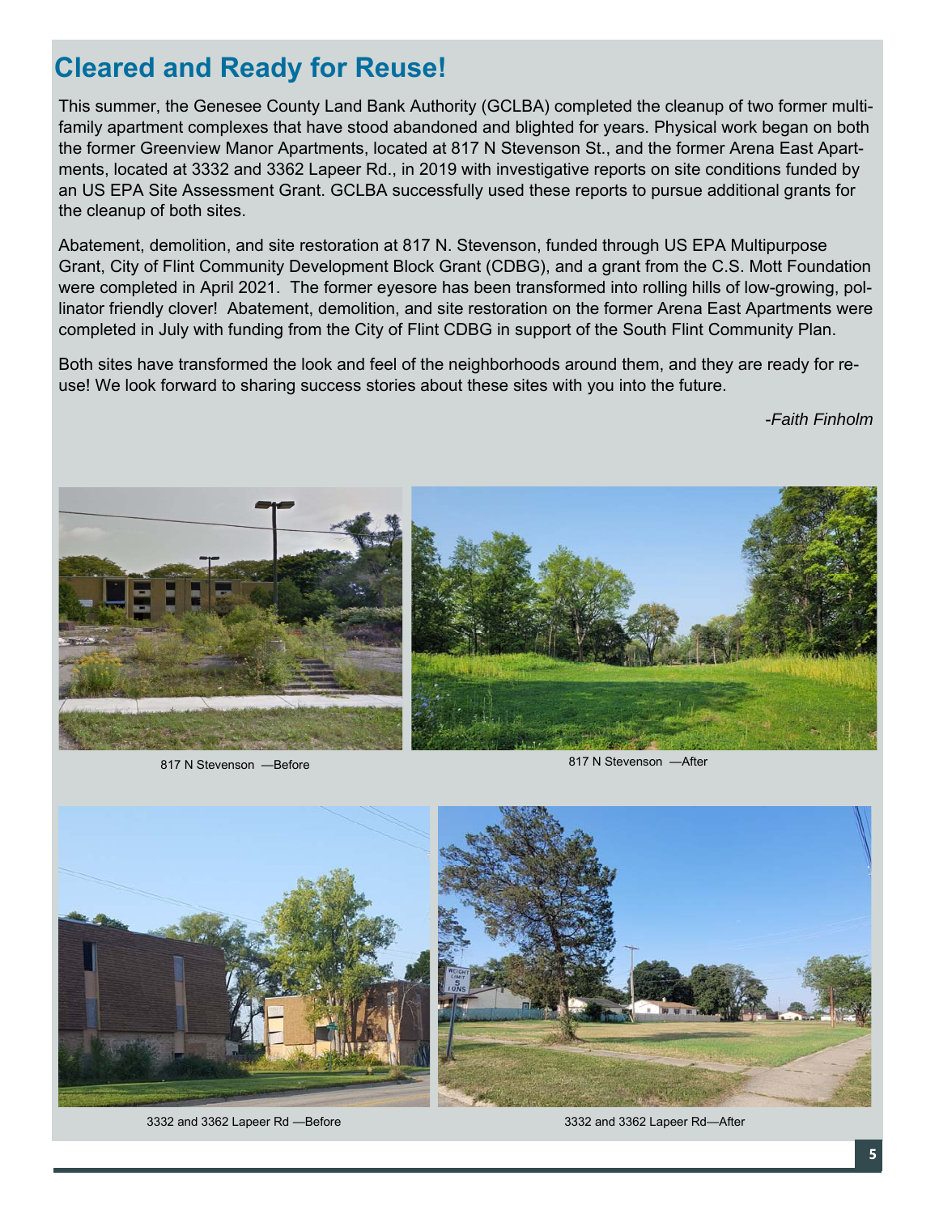## Cleared and Ready for Reuse!

This summer, the Genesee County Land Bank Authority (GCLBA) completed the cleanup of two former multi-family apartment complexes that have stood abandoned and blighted for years. Physical work began on both the former Greenview Manor Apartments, located at 817 N Stevenson St., and the former Arena East Apartments, located at 3332 and 3362 Lapeer Rd., in 2019 with investigative reports on site conditions funded by an US EPA Site Assessment Grant. GCLBA successfully used these reports to pursue additional grants for the cleanup of both sites.

Abatement, demolition, and site restoration at 817 N. Stevenson, funded through US EPA Multipurpose Grant, City of Flint Community Development Block Grant (CDBG), and a grant from the C.S. Mott Foundation were completed in April 2021. The former eyesore has been transformed into rolling hills of low-growing, pollinator friendly clover! Abatement, demolition, and site restoration on the former Arena East Apartments were completed in July with funding from the City of Flint CDBG in support of the South Flint Community Plan.

Both sites have transformed the look and feel of the neighborhoods around them, and they are ready for reuse! We look forward to sharing success stories about these sites with you into the future.

*-Faith Finholm*

817 N Stevenson —Before

817 N Stevenson —After

3332 and 3362 Lapeer Rd —Before

3332 and 3362 Lapeer Rd—After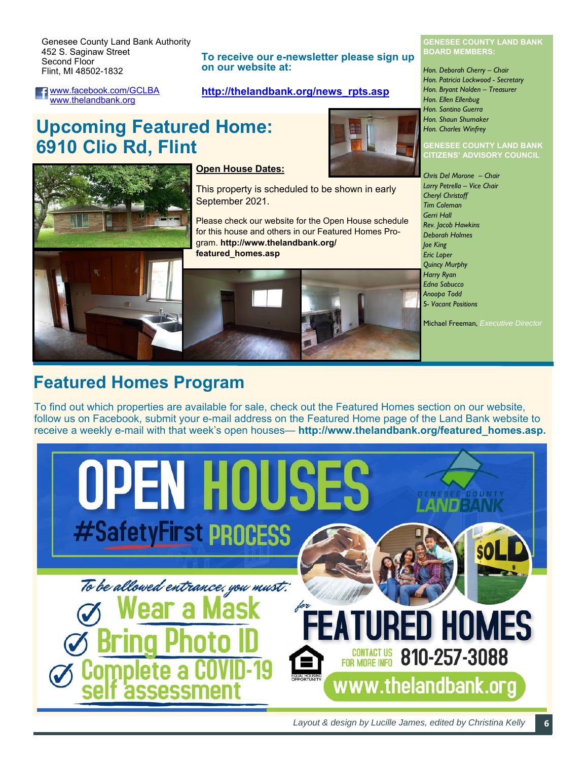Genesee County Land Bank Authority
452 S. Saginaw Street
Second Floor
Flint, MI 48502-1832

www.facebook.com/GCLBA
www.thelandbank.org

**To receive our e-newsletter please sign up on our website at:**

**http://thelandbank.org/news_rpts.asp**

**GENESEE COUNTY LAND BANK BOARD MEMBERS:**

*Hon. Deborah Cherry – Chair*
*Hon. Patricia Lockwood - Secretary*
*Hon. Bryant Nolden – Treasurer*
*Hon. Ellen Ellenbug*
*Hon. Santino Guerra*
*Hon. Shaun Shumaker*
*Hon. Charles Winfrey*

**GENESEE COUNTY LAND BANK CITIZENS' ADVISORY COUNCIL**

*Chris Del Morone – Chair*
*Larry Petrella – Vice Chair*
*Cheryl Christoff*
*Tim Coleman*
*Gerri Hall*
*Rev. Jacob Hawkins*
*Deborah Holmes*
*Joe King*
*Eric Loper*
*Quincy Murphy*
*Harry Ryan*
*Edna Sabucco*
*Anoopa Todd*
*5- Vacant Positions*

Michael Freeman, *Executive Director*

## Upcoming Featured Home: 6910 Clio Rd, Flint

**Open House Dates:**

This property is scheduled to be shown in early September 2021.

Please check our website for the Open House schedule for this house and others in our Featured Homes Program. **http://www.thelandbank.org/featured_homes.asp**

## Featured Homes Program

To find out which properties are available for sale, check out the Featured Homes section on our website, follow us on Facebook, submit your e-mail address on the Featured Home page of the Land Bank website to receive a weekly e-mail with that week's open houses— **http://www.thelandbank.org/featured_homes.asp.**

OPEN HOUSES
#SafetyFirst PROCESS

GENESEE COUNTY LANDBANK

To be allowed entrance, you must:
- Wear a Mask
- Bring Photo ID
- Complete a COVID-19 self assessment

for FEATURED HOMES

CONTACT US FOR MORE INFO 810-257-3088

www.thelandbank.org

*Layout & design by Lucille James, edited by Christina Kelly*